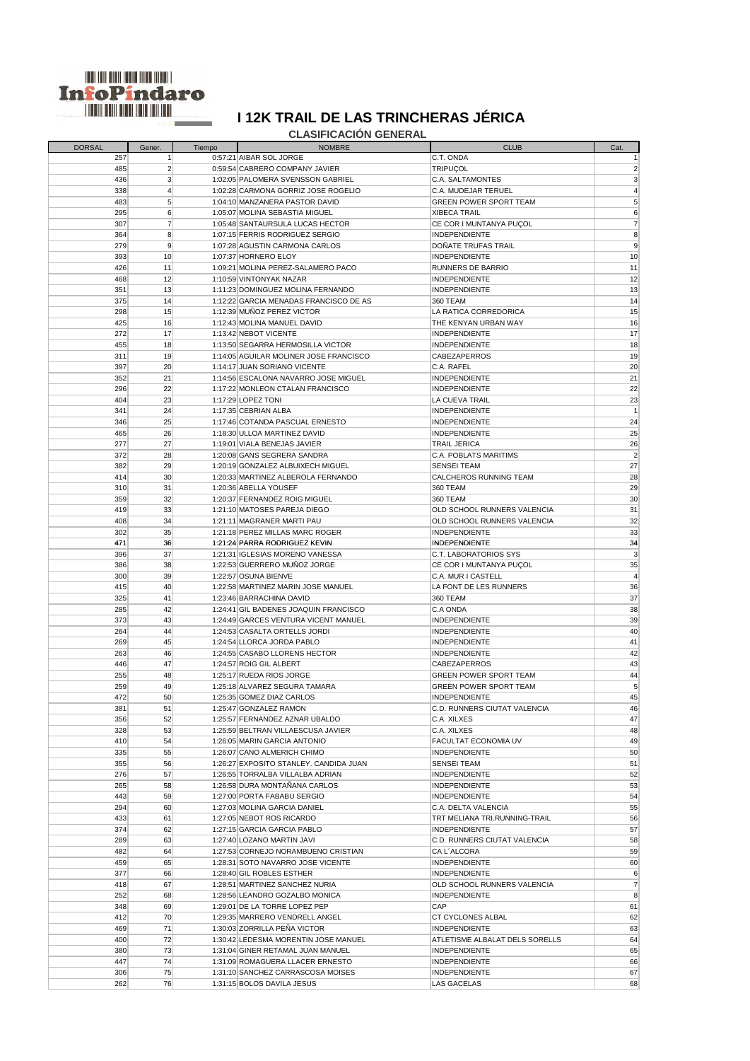# I 12K TRAIL DE LAS TRINCHERAS JÉRICA

## CLASIFICACIÓN GENERAL

| DORSAL | Gener. | Tiempo | NOMBRE | CLUB | Cat. |
|---|---|---|---|---|---|
| 257 | 1 | 0:57:21 | AIBAR SOL JORGE | C.T. ONDA | 1 |
| 485 | 2 | 0:59:54 | CABRERO COMPANY JAVIER | TRIPUÇOL | 2 |
| 436 | 3 | 1:02:05 | PALOMERA SVENSSON GABRIEL | C.A. SALTAMONTES | 3 |
| 338 | 4 | 1:02:28 | CARMONA GORRIZ JOSE ROGELIO | C.A. MUDEJAR TERUEL | 4 |
| 483 | 5 | 1:04:10 | MANZANERA PASTOR DAVID | GREEN POWER SPORT TEAM | 5 |
| 295 | 6 | 1:05:07 | MOLINA SEBASTIA MIGUEL | XIBECA TRAIL | 6 |
| 307 | 7 | 1:05:48 | SANTAURSULA LUCAS HECTOR | CE COR I MUNTANYA PUÇOL | 7 |
| 364 | 8 | 1:07:15 | FERRIS RODRIGUEZ SERGIO | INDEPENDIENTE | 8 |
| 279 | 9 | 1:07:28 | AGUSTIN CARMONA CARLOS | DOÑATE TRUFAS TRAIL | 9 |
| 393 | 10 | 1:07:37 | HORNERO ELOY | INDEPENDIENTE | 10 |
| 426 | 11 | 1:09:21 | MOLINA PEREZ-SALAMERO PACO | RUNNERS DE BARRIO | 11 |
| 468 | 12 | 1:10:59 | VINTONYAK NAZAR | INDEPENDIENTE | 12 |
| 351 | 13 | 1:11:23 | DOMINGUEZ MOLINA FERNANDO | INDEPENDIENTE | 13 |
| 375 | 14 | 1:12:22 | GARCIA MENADAS FRANCISCO DE AS | 360 TEAM | 14 |
| 298 | 15 | 1:12:39 | MUÑOZ PEREZ VICTOR | LA RATICA CORREDORICA | 15 |
| 425 | 16 | 1:12:43 | MOLINA MANUEL DAVID | THE KENYAN URBAN WAY | 16 |
| 272 | 17 | 1:13:42 | NEBOT VICENTE | INDEPENDIENTE | 17 |
| 455 | 18 | 1:13:50 | SEGARRA HERMOSILLA VICTOR | INDEPENDIENTE | 18 |
| 311 | 19 | 1:14:05 | AGUILAR MOLINER JOSE FRANCISCO | CABEZAPERROS | 19 |
| 397 | 20 | 1:14:17 | JUAN SORIANO VICENTE | C.A. RAFEL | 20 |
| 352 | 21 | 1:14:56 | ESCALONA NAVARRO JOSE MIGUEL | INDEPENDIENTE | 21 |
| 296 | 22 | 1:17:22 | MONLEON CTALAN FRANCISCO | INDEPENDIENTE | 22 |
| 404 | 23 | 1:17:29 | LOPEZ TONI | LA CUEVA TRAIL | 23 |
| 341 | 24 | 1:17:35 | CEBRIAN ALBA | INDEPENDIENTE | 1 |
| 346 | 25 | 1:17:46 | COTANDA PASCUAL ERNESTO | INDEPENDIENTE | 24 |
| 465 | 26 | 1:18:30 | ULLOA MARTINEZ DAVID | INDEPENDIENTE | 25 |
| 277 | 27 | 1:19:01 | VIALA BENEJAS JAVIER | TRAIL JERICA | 26 |
| 372 | 28 | 1:20:08 | GANS SEGRERA SANDRA | C.A. POBLATS MARITIMS | 2 |
| 382 | 29 | 1:20:19 | GONZALEZ ALBUIXECH MIGUEL | SENSEI TEAM | 27 |
| 414 | 30 | 1:20:33 | MARTINEZ ALBEROLA FERNANDO | CALCHEROS RUNNING TEAM | 28 |
| 310 | 31 | 1:20:36 | ABELLA YOUSEF | 360 TEAM | 29 |
| 359 | 32 | 1:20:37 | FERNANDEZ ROIG MIGUEL | 360 TEAM | 30 |
| 419 | 33 | 1:21:10 | MATOSES PAREJA DIEGO | OLD SCHOOL RUNNERS VALENCIA | 31 |
| 408 | 34 | 1:21:11 | MAGRANER MARTI PAU | OLD SCHOOL RUNNERS VALENCIA | 32 |
| 302 | 35 | 1:21:18 | PEREZ MILLAS MARC ROGER | INDEPENDIENTE | 33 |
| 471 | 36 | 1:21:24 | PARRA RODRIGUEZ KEVIN | INDEPENDIENTE | 34 |
| 396 | 37 | 1:21:31 | IGLESIAS MORENO VANESSA | C.T. LABORATORIOS SYS | 3 |
| 386 | 38 | 1:22:53 | GUERRERO MUÑOZ JORGE | CE COR I MUNTANYA PUÇOL | 35 |
| 300 | 39 | 1:22:57 | OSUNA BIENVE | C.A. MUR I CASTELL | 4 |
| 415 | 40 | 1:22:58 | MARTINEZ MARIN JOSE MANUEL | LA FONT DE LES RUNNERS | 36 |
| 325 | 41 | 1:23:46 | BARRACHINA DAVID | 360 TEAM | 37 |
| 285 | 42 | 1:24:41 | GIL BADENES JOAQUIN FRANCISCO | C.A ONDA | 38 |
| 373 | 43 | 1:24:49 | GARCES VENTURA VICENT MANUEL | INDEPENDIENTE | 39 |
| 264 | 44 | 1:24:53 | CASALTA ORTELLS JORDI | INDEPENDIENTE | 40 |
| 269 | 45 | 1:24:54 | LLORCA JORDA PABLO | INDEPENDIENTE | 41 |
| 263 | 46 | 1:24:55 | CASABO LLORENS HECTOR | INDEPENDIENTE | 42 |
| 446 | 47 | 1:24:57 | ROIG GIL ALBERT | CABEZAPERROS | 43 |
| 255 | 48 | 1:25:17 | RUEDA RIOS JORGE | GREEN POWER SPORT TEAM | 44 |
| 259 | 49 | 1:25:18 | ALVAREZ SEGURA TAMARA | GREEN POWER SPORT TEAM | 5 |
| 472 | 50 | 1:25:35 | GOMEZ DIAZ CARLOS | INDEPENDIENTE | 45 |
| 381 | 51 | 1:25:47 | GONZALEZ RAMON | C.D. RUNNERS CIUTAT VALENCIA | 46 |
| 356 | 52 | 1:25:57 | FERNANDEZ AZNAR UBALDO | C.A. XILXES | 47 |
| 328 | 53 | 1:25:59 | BELTRAN VILLAESCUSA JAVIER | C.A. XILXES | 48 |
| 410 | 54 | 1:26:05 | MARIN GARCIA ANTONIO | FACULTAT ECONOMIA UV | 49 |
| 335 | 55 | 1:26:07 | CANO ALMERICH CHIMO | INDEPENDIENTE | 50 |
| 355 | 56 | 1:26:27 | EXPOSITO STANLEY. CANDIDA JUAN | SENSEI TEAM | 51 |
| 276 | 57 | 1:26:55 | TORRALBA VILLALBA ADRIAN | INDEPENDIENTE | 52 |
| 265 | 58 | 1:26:58 | DURA MONTAÑANA CARLOS | INDEPENDIENTE | 53 |
| 443 | 59 | 1:27:00 | PORTA FABABU SERGIO | INDEPENDIENTE | 54 |
| 294 | 60 | 1:27:03 | MOLINA GARCIA DANIEL | C.A. DELTA VALENCIA | 55 |
| 433 | 61 | 1:27:05 | NEBOT ROS RICARDO | TRT MELIANA TRI.RUNNING-TRAIL | 56 |
| 374 | 62 | 1:27:15 | GARCIA GARCIA PABLO | INDEPENDIENTE | 57 |
| 289 | 63 | 1:27:40 | LOZANO MARTIN JAVI | C.D. RUNNERS CIUTAT VALENCIA | 58 |
| 482 | 64 | 1:27:53 | CORNEJO NORAMBUENO CRISTIAN | CA L´ALCORA | 59 |
| 459 | 65 | 1:28:31 | SOTO NAVARRO JOSE VICENTE | INDEPENDIENTE | 60 |
| 377 | 66 | 1:28:40 | GIL ROBLES ESTHER | INDEPENDIENTE | 6 |
| 418 | 67 | 1:28:51 | MARTINEZ SANCHEZ NURIA | OLD SCHOOL RUNNERS VALENCIA | 7 |
| 252 | 68 | 1:28:56 | LEANDRO GOZALBO MONICA | INDEPENDIENTE | 8 |
| 348 | 69 | 1:29:01 | DE LA TORRE LOPEZ PEP | CAP | 61 |
| 412 | 70 | 1:29:35 | MARRERO VENDRELL ANGEL | CT CYCLONES ALBAL | 62 |
| 469 | 71 | 1:30:03 | ZORRILLA PEÑA VICTOR | INDEPENDIENTE | 63 |
| 400 | 72 | 1:30:42 | LEDESMA MORENTIN JOSE MANUEL | ATLETISME ALBALAT DELS SORELLS | 64 |
| 380 | 73 | 1:31:04 | GINER RETAMAL JUAN MANUEL | INDEPENDIENTE | 65 |
| 447 | 74 | 1:31:09 | ROMAGUERA LLACER ERNESTO | INDEPENDIENTE | 66 |
| 306 | 75 | 1:31:10 | SANCHEZ CARRASCOSA MOISES | INDEPENDIENTE | 67 |
| 262 | 76 | 1:31:15 | BOLOS DAVILA JESUS | LAS GACELAS | 68 |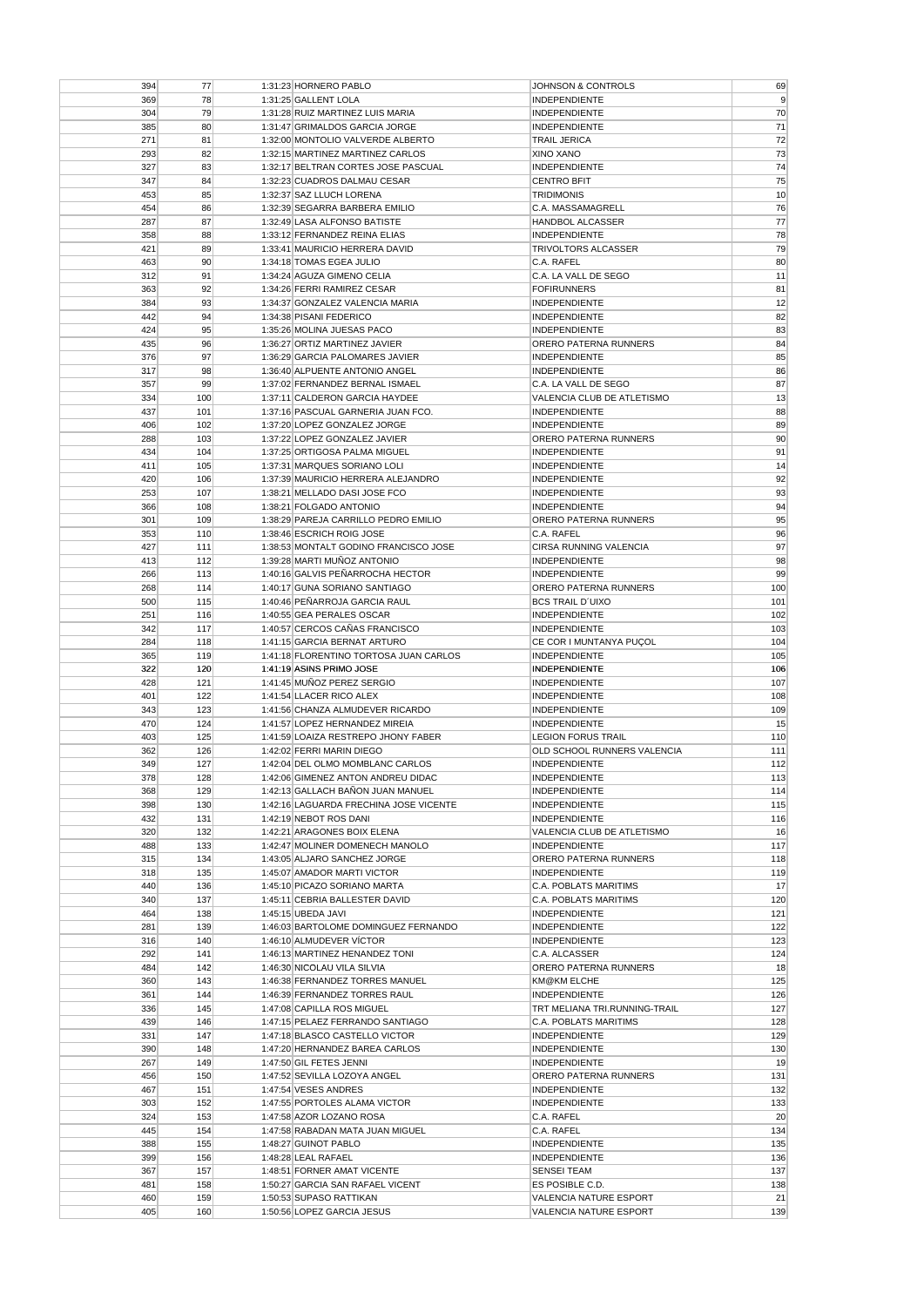| | | | | | |
|---|---|---|---|---|---|
| 394 | 77 | 1:31:23 | HORNERO PABLO | JOHNSON & CONTROLS | 69 |
| 369 | 78 | 1:31:25 | GALLENT LOLA | INDEPENDIENTE | 9 |
| 304 | 79 | 1:31:28 | RUIZ MARTINEZ LUIS MARIA | INDEPENDIENTE | 70 |
| 385 | 80 | 1:31:47 | GRIMALDOS GARCIA JORGE | INDEPENDIENTE | 71 |
| 271 | 81 | 1:32:00 | MONTOLIO VALVERDE ALBERTO | TRAIL JERICA | 72 |
| 293 | 82 | 1:32:15 | MARTINEZ MARTINEZ CARLOS | XINO XANO | 73 |
| 327 | 83 | 1:32:17 | BELTRAN CORTES JOSE PASCUAL | INDEPENDIENTE | 74 |
| 347 | 84 | 1:32:23 | CUADROS DALMAU CESAR | CENTRO BFIT | 75 |
| 453 | 85 | 1:32:37 | SAZ LLUCH LORENA | TRIDIMONIS | 10 |
| 454 | 86 | 1:32:39 | SEGARRA BARBERA EMILIO | C.A. MASSAMAGRELL | 76 |
| 287 | 87 | 1:32:49 | LASA ALFONSO BATISTE | HANDBOL ALCASSER | 77 |
| 358 | 88 | 1:33:12 | FERNANDEZ REINA ELIAS | INDEPENDIENTE | 78 |
| 421 | 89 | 1:33:41 | MAURICIO HERRERA DAVID | TRIVOLTORS ALCASSER | 79 |
| 463 | 90 | 1:34:18 | TOMAS EGEA JULIO | C.A. RAFEL | 80 |
| 312 | 91 | 1:34:24 | AGUZA GIMENO CELIA | C.A. LA VALL DE SEGO | 11 |
| 363 | 92 | 1:34:26 | FERRI RAMIREZ CESAR | FOFIRUNNERS | 81 |
| 384 | 93 | 1:34:37 | GONZALEZ VALENCIA MARIA | INDEPENDIENTE | 12 |
| 442 | 94 | 1:34:38 | PISANI FEDERICO | INDEPENDIENTE | 82 |
| 424 | 95 | 1:35:26 | MOLINA JUESAS PACO | INDEPENDIENTE | 83 |
| 435 | 96 | 1:36:27 | ORTIZ MARTINEZ JAVIER | ORERO PATERNA RUNNERS | 84 |
| 376 | 97 | 1:36:29 | GARCIA PALOMARES JAVIER | INDEPENDIENTE | 85 |
| 317 | 98 | 1:36:40 | ALPUENTE ANTONIO ANGEL | INDEPENDIENTE | 86 |
| 357 | 99 | 1:37:02 | FERNANDEZ BERNAL ISMAEL | C.A. LA VALL DE SEGO | 87 |
| 334 | 100 | 1:37:11 | CALDERON GARCIA HAYDEE | VALENCIA CLUB DE ATLETISMO | 13 |
| 437 | 101 | 1:37:16 | PASCUAL GARNERIA JUAN FCO. | INDEPENDIENTE | 88 |
| 406 | 102 | 1:37:20 | LOPEZ GONZALEZ JORGE | INDEPENDIENTE | 89 |
| 288 | 103 | 1:37:22 | LOPEZ GONZALEZ JAVIER | ORERO PATERNA RUNNERS | 90 |
| 434 | 104 | 1:37:25 | ORTIGOSA PALMA MIGUEL | INDEPENDIENTE | 91 |
| 411 | 105 | 1:37:31 | MARQUES SORIANO LOLI | INDEPENDIENTE | 14 |
| 420 | 106 | 1:37:39 | MAURICIO HERRERA ALEJANDRO | INDEPENDIENTE | 92 |
| 253 | 107 | 1:38:21 | MELLADO DASI JOSE FCO | INDEPENDIENTE | 93 |
| 366 | 108 | 1:38:21 | FOLGADO ANTONIO | INDEPENDIENTE | 94 |
| 301 | 109 | 1:38:29 | PAREJA CARRILLO PEDRO EMILIO | ORERO PATERNA RUNNERS | 95 |
| 353 | 110 | 1:38:46 | ESCRICH ROIG JOSE | C.A. RAFEL | 96 |
| 427 | 111 | 1:38:53 | MONTALT GODINO FRANCISCO JOSE | CIRSA RUNNING VALENCIA | 97 |
| 413 | 112 | 1:39:28 | MARTI MUÑOZ ANTONIO | INDEPENDIENTE | 98 |
| 266 | 113 | 1:40:16 | GALVIS PEÑARROCHA HECTOR | INDEPENDIENTE | 99 |
| 268 | 114 | 1:40:17 | GUNA SORIANO SANTIAGO | ORERO PATERNA RUNNERS | 100 |
| 500 | 115 | 1:40:46 | PEÑARROJA GARCIA RAUL | BCS TRAIL D´UIXO | 101 |
| 251 | 116 | 1:40:55 | GEA PERALES OSCAR | INDEPENDIENTE | 102 |
| 342 | 117 | 1:40:57 | CERCOS CAÑAS FRANCISCO | INDEPENDIENTE | 103 |
| 284 | 118 | 1:41:15 | GARCIA BERNAT ARTURO | CE COR I MUNTANYA PUÇOL | 104 |
| 365 | 119 | 1:41:18 | FLORENTINO TORTOSA JUAN CARLOS | INDEPENDIENTE | 105 |
| 322 | 120 | 1:41:19 | ASINS PRIMO JOSE | INDEPENDIENTE | 106 |
| 428 | 121 | 1:41:45 | MUÑOZ PEREZ SERGIO | INDEPENDIENTE | 107 |
| 401 | 122 | 1:41:54 | LLACER RICO ALEX | INDEPENDIENTE | 108 |
| 343 | 123 | 1:41:56 | CHANZA ALMUDEVER RICARDO | INDEPENDIENTE | 109 |
| 470 | 124 | 1:41:57 | LOPEZ HERNANDEZ MIREIA | INDEPENDIENTE | 15 |
| 403 | 125 | 1:41:59 | LOAIZA RESTREPO JHONY FABER | LEGION FORUS TRAIL | 110 |
| 362 | 126 | 1:42:02 | FERRI MARIN DIEGO | OLD SCHOOL RUNNERS VALENCIA | 111 |
| 349 | 127 | 1:42:04 | DEL OLMO MOMBLANC CARLOS | INDEPENDIENTE | 112 |
| 378 | 128 | 1:42:06 | GIMENEZ ANTON ANDREU DIDAC | INDEPENDIENTE | 113 |
| 368 | 129 | 1:42:13 | GALLACH BAÑON JUAN MANUEL | INDEPENDIENTE | 114 |
| 398 | 130 | 1:42:16 | LAGUARDA FRECHINA JOSE VICENTE | INDEPENDIENTE | 115 |
| 432 | 131 | 1:42:19 | NEBOT ROS DANI | INDEPENDIENTE | 116 |
| 320 | 132 | 1:42:21 | ARAGONES BOIX ELENA | VALENCIA CLUB DE ATLETISMO | 16 |
| 488 | 133 | 1:42:47 | MOLINER DOMENECH MANOLO | INDEPENDIENTE | 117 |
| 315 | 134 | 1:43:05 | ALJARO SANCHEZ JORGE | ORERO PATERNA RUNNERS | 118 |
| 318 | 135 | 1:45:07 | AMADOR MARTI VICTOR | INDEPENDIENTE | 119 |
| 440 | 136 | 1:45:10 | PICAZO SORIANO MARTA | C.A. POBLATS MARITIMS | 17 |
| 340 | 137 | 1:45:11 | CEBRIA BALLESTER DAVID | C.A. POBLATS MARITIMS | 120 |
| 464 | 138 | 1:45:15 | UBEDA JAVI | INDEPENDIENTE | 121 |
| 281 | 139 | 1:46:03 | BARTOLOME DOMINGUEZ FERNANDO | INDEPENDIENTE | 122 |
| 316 | 140 | 1:46:10 | ALMUDEVER VÍCTOR | INDEPENDIENTE | 123 |
| 292 | 141 | 1:46:13 | MARTINEZ HENANDEZ TONI | C.A. ALCASSER | 124 |
| 484 | 142 | 1:46:30 | NICOLAU VILA SILVIA | ORERO PATERNA RUNNERS | 18 |
| 360 | 143 | 1:46:38 | FERNANDEZ TORRES MANUEL | KM@KM ELCHE | 125 |
| 361 | 144 | 1:46:39 | FERNANDEZ TORRES RAUL | INDEPENDIENTE | 126 |
| 336 | 145 | 1:47:08 | CAPILLA ROS MIGUEL | TRT MELIANA TRI.RUNNING-TRAIL | 127 |
| 439 | 146 | 1:47:15 | PELAEZ FERRANDO SANTIAGO | C.A. POBLATS MARITIMS | 128 |
| 331 | 147 | 1:47:18 | BLASCO CASTELLO VICTOR | INDEPENDIENTE | 129 |
| 390 | 148 | 1:47:20 | HERNANDEZ BAREA CARLOS | INDEPENDIENTE | 130 |
| 267 | 149 | 1:47:50 | GIL FETES JENNI | INDEPENDIENTE | 19 |
| 456 | 150 | 1:47:52 | SEVILLA LOZOYA ANGEL | ORERO PATERNA RUNNERS | 131 |
| 467 | 151 | 1:47:54 | VESES ANDRES | INDEPENDIENTE | 132 |
| 303 | 152 | 1:47:55 | PORTOLES ALAMA VICTOR | INDEPENDIENTE | 133 |
| 324 | 153 | 1:47:58 | AZOR LOZANO ROSA | C.A. RAFEL | 20 |
| 445 | 154 | 1:47:58 | RABADAN MATA JUAN MIGUEL | C.A. RAFEL | 134 |
| 388 | 155 | 1:48:27 | GUINOT PABLO | INDEPENDIENTE | 135 |
| 399 | 156 | 1:48:28 | LEAL RAFAEL | INDEPENDIENTE | 136 |
| 367 | 157 | 1:48:51 | FORNER AMAT VICENTE | SENSEI TEAM | 137 |
| 481 | 158 | 1:50:27 | GARCIA SAN RAFAEL VICENT | ES POSIBLE C.D. | 138 |
| 460 | 159 | 1:50:53 | SUPASO RATTIKAN | VALENCIA NATURE ESPORT | 21 |
| 405 | 160 | 1:50:56 | LOPEZ GARCIA JESUS | VALENCIA NATURE ESPORT | 139 |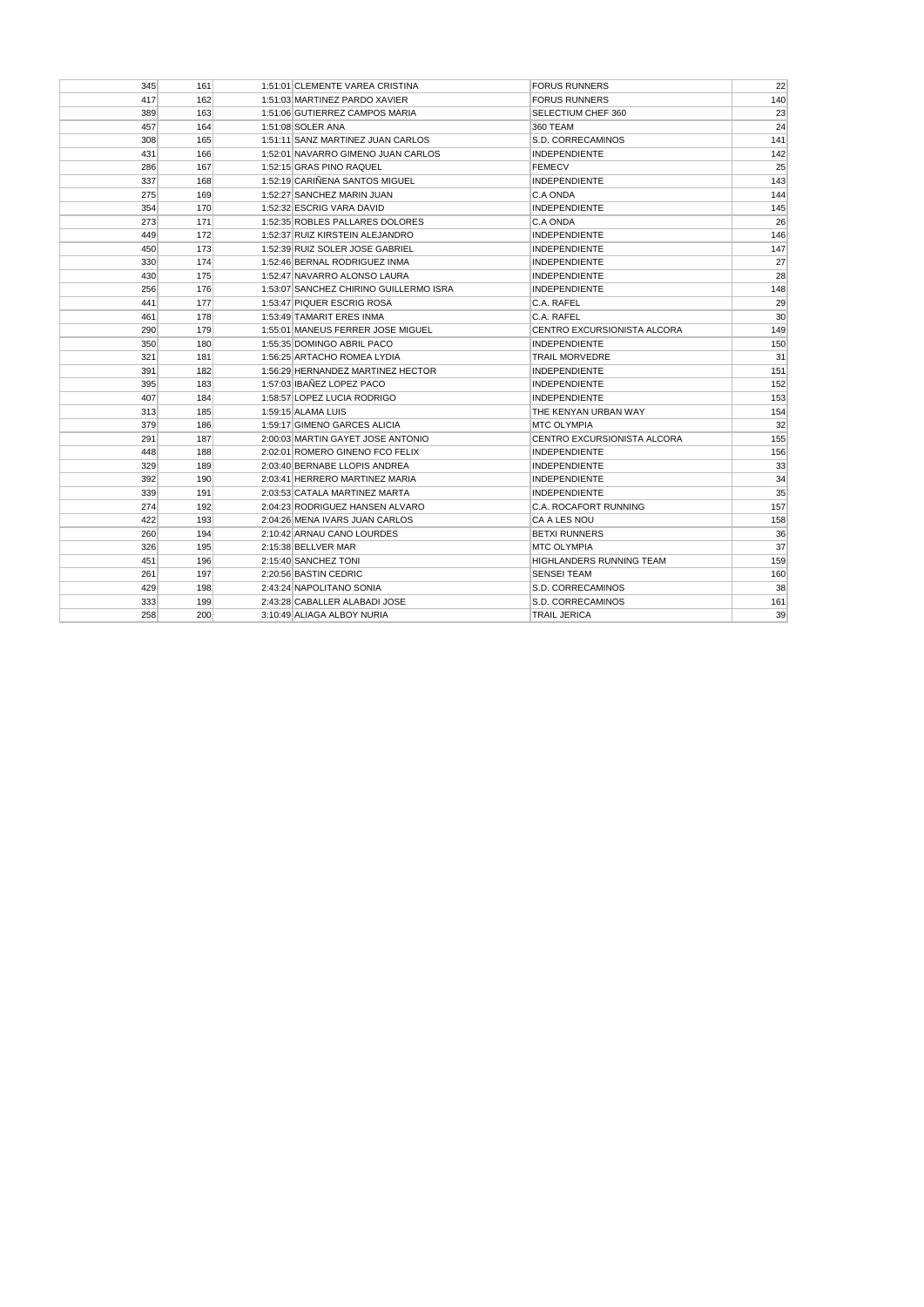| | | | | | |
|---|---|---|---|---|---|
| 345 | 161 | 1:51:01 | CLEMENTE VAREA CRISTINA | FORUS RUNNERS | 22 |
| 417 | 162 | 1:51:03 | MARTINEZ PARDO XAVIER | FORUS RUNNERS | 140 |
| 389 | 163 | 1:51:06 | GUTIERREZ CAMPOS MARIA | SELECTIUM CHEF 360 | 23 |
| 457 | 164 | 1:51:08 | SOLER ANA | 360 TEAM | 24 |
| 308 | 165 | 1:51:11 | SANZ MARTINEZ JUAN CARLOS | S.D. CORRECAMINOS | 141 |
| 431 | 166 | 1:52:01 | NAVARRO GIMENO JUAN CARLOS | INDEPENDIENTE | 142 |
| 286 | 167 | 1:52:15 | GRAS PINO RAQUEL | FEMECV | 25 |
| 337 | 168 | 1:52:19 | CARIÑENA SANTOS MIGUEL | INDEPENDIENTE | 143 |
| 275 | 169 | 1:52:27 | SANCHEZ MARIN JUAN | C.A ONDA | 144 |
| 354 | 170 | 1:52:32 | ESCRIG VARA DAVID | INDEPENDIENTE | 145 |
| 273 | 171 | 1:52:35 | ROBLES PALLARES DOLORES | C.A ONDA | 26 |
| 449 | 172 | 1:52:37 | RUIZ KIRSTEIN ALEJANDRO | INDEPENDIENTE | 146 |
| 450 | 173 | 1:52:39 | RUIZ SOLER JOSE GABRIEL | INDEPENDIENTE | 147 |
| 330 | 174 | 1:52:46 | BERNAL RODRIGUEZ INMA | INDEPENDIENTE | 27 |
| 430 | 175 | 1:52:47 | NAVARRO ALONSO LAURA | INDEPENDIENTE | 28 |
| 256 | 176 | 1:53:07 | SANCHEZ CHIRINO GUILLERMO ISRA | INDEPENDIENTE | 148 |
| 441 | 177 | 1:53:47 | PIQUER ESCRIG ROSA | C.A. RAFEL | 29 |
| 461 | 178 | 1:53:49 | TAMARIT ERES INMA | C.A. RAFEL | 30 |
| 290 | 179 | 1:55:01 | MANEUS FERRER JOSE MIGUEL | CENTRO EXCURSIONISTA ALCORA | 149 |
| 350 | 180 | 1:55:35 | DOMINGO ABRIL PACO | INDEPENDIENTE | 150 |
| 321 | 181 | 1:56:25 | ARTACHO ROMEA LYDIA | TRAIL MORVEDRE | 31 |
| 391 | 182 | 1:56:29 | HERNANDEZ MARTINEZ HECTOR | INDEPENDIENTE | 151 |
| 395 | 183 | 1:57:03 | IBAÑEZ LOPEZ PACO | INDEPENDIENTE | 152 |
| 407 | 184 | 1:58:57 | LOPEZ LUCIA RODRIGO | INDEPENDIENTE | 153 |
| 313 | 185 | 1:59:15 | ALAMA LUIS | THE KENYAN URBAN WAY | 154 |
| 379 | 186 | 1:59:17 | GIMENO GARCES ALICIA | MTC OLYMPIA | 32 |
| 291 | 187 | 2:00:03 | MARTIN GAYET JOSE ANTONIO | CENTRO EXCURSIONISTA ALCORA | 155 |
| 448 | 188 | 2:02:01 | ROMERO GINENO FCO FELIX | INDEPENDIENTE | 156 |
| 329 | 189 | 2:03:40 | BERNABE LLOPIS ANDREA | INDEPENDIENTE | 33 |
| 392 | 190 | 2:03:41 | HERRERO MARTINEZ MARIA | INDEPENDIENTE | 34 |
| 339 | 191 | 2:03:53 | CATALA MARTINEZ MARTA | INDEPENDIENTE | 35 |
| 274 | 192 | 2:04:23 | RODRIGUEZ HANSEN ALVARO | C.A. ROCAFORT RUNNING | 157 |
| 422 | 193 | 2:04:26 | MENA IVARS JUAN CARLOS | CA A LES NOU | 158 |
| 260 | 194 | 2:10:42 | ARNAU CANO LOURDES | BETXI RUNNERS | 36 |
| 326 | 195 | 2:15:38 | BELLVER MAR | MTC OLYMPIA | 37 |
| 451 | 196 | 2:15:40 | SANCHEZ TONI | HIGHLANDERS RUNNING TEAM | 159 |
| 261 | 197 | 2:20:56 | BASTIN CEDRIC | SENSEI TEAM | 160 |
| 429 | 198 | 2:43:24 | NAPOLITANO SONIA | S.D. CORRECAMINOS | 38 |
| 333 | 199 | 2:43:28 | CABALLER ALABADI JOSE | S.D. CORRECAMINOS | 161 |
| 258 | 200 | 3:10:49 | ALIAGA ALBOY NURIA | TRAIL JERICA | 39 |